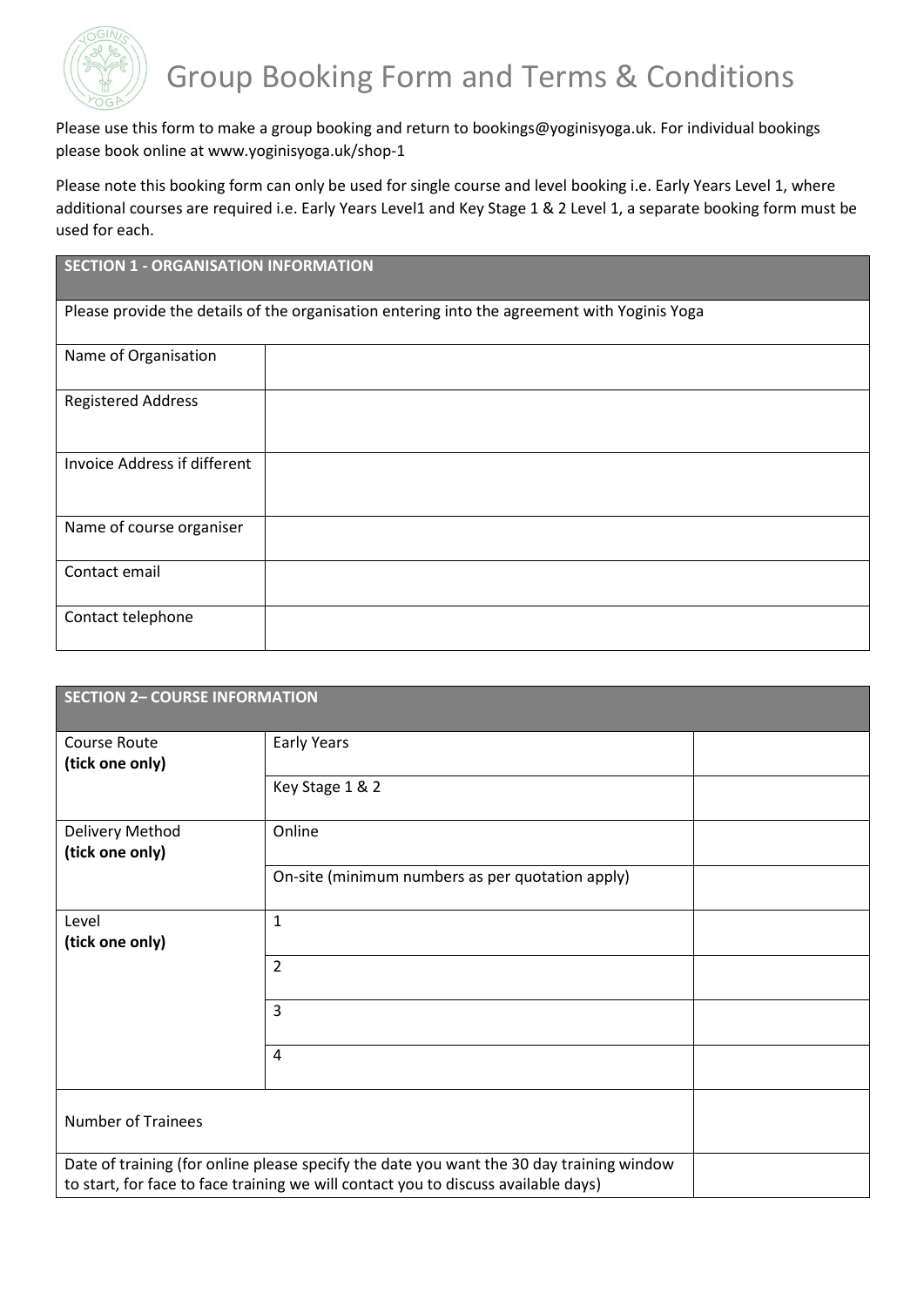# Group Booking Form and Terms & Conditions

Please use this form to make a group booking and return to bookings@yoginisyoga.uk. For individual bookings please book online at www.yoginisyoga.uk/shop-1

Please note this booking form can only be used for single course and level booking i.e. Early Years Level 1, where additional courses are required i.e. Early Years Level1 and Key Stage 1 & 2 Level 1, a separate booking form must be used for each.

| **SECTION 1 - ORGANISATION INFORMATION** | |
|---|---|
| Please provide the details of the organisation entering into the agreement with Yoginis Yoga | |
| Name of Organisation | |
| Registered Address | |
| Invoice Address if different | |
| Name of course organiser | |
| Contact email | |
| Contact telephone | |

| **SECTION 2– COURSE INFORMATION** | | |
|---|---|---|
| Course Route **(tick one only)** | Early Years | |
| | Key Stage 1 & 2 | |
| Delivery Method **(tick one only)** | Online | |
| | On-site (minimum numbers as per quotation apply) | |
| Level **(tick one only)** | 1 | |
| | 2 | |
| | 3 | |
| | 4 | |
| Number of Trainees | | |
| Date of training (for online please specify the date you want the 30 day training window to start, for face to face training we will contact you to discuss available days) | | |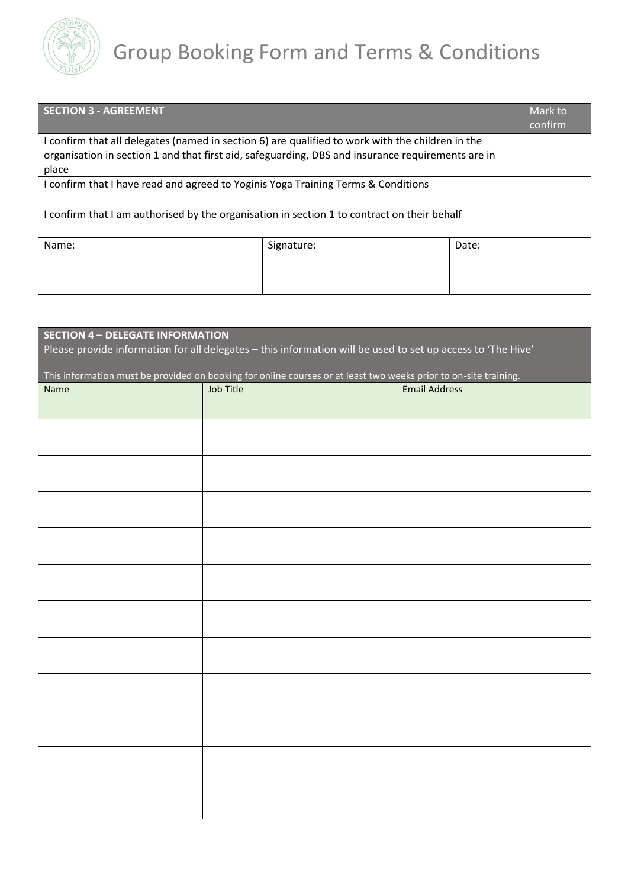# Group Booking Form and Terms & Conditions

| SECTION 3 - AGREEMENT | | | Mark to confirm |
|---|---|---|---|
| I confirm that all delegates (named in section 6) are qualified to work with the children in the organisation in section 1 and that first aid, safeguarding, DBS and insurance requirements are in place | | | |
| I confirm that I have read and agreed to Yoginis Yoga Training Terms & Conditions | | | |
| I confirm that I am authorised by the organisation in section 1 to contract on their behalf | | | |
| Name: | Signature: | Date: | |

**SECTION 4 – DELEGATE INFORMATION**

Please provide information for all delegates – this information will be used to set up access to 'The Hive'

This information must be provided on booking for online courses or at least two weeks prior to on-site training.

| Name | Job Title | Email Address |
|---|---|---|
| | | |
| | | |
| | | |
| | | |
| | | |
| | | |
| | | |
| | | |
| | | |
| | | |
| | | |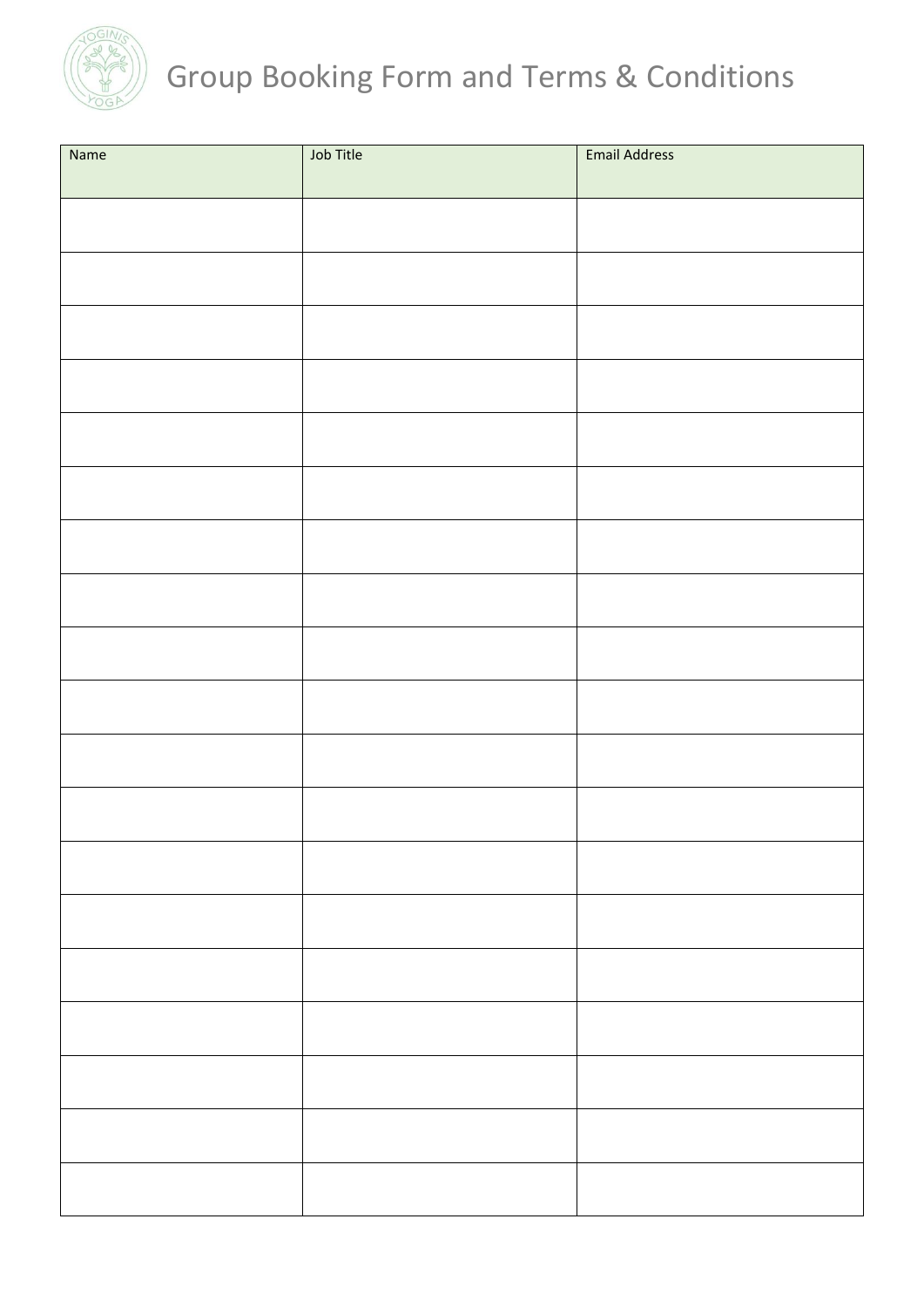# Group Booking Form and Terms & Conditions

| Name | Job Title | Email Address |
|---|---|---|
| | | |
| | | |
| | | |
| | | |
| | | |
| | | |
| | | |
| | | |
| | | |
| | | |
| | | |
| | | |
| | | |
| | | |
| | | |
| | | |
| | | |
| | | |
| | | |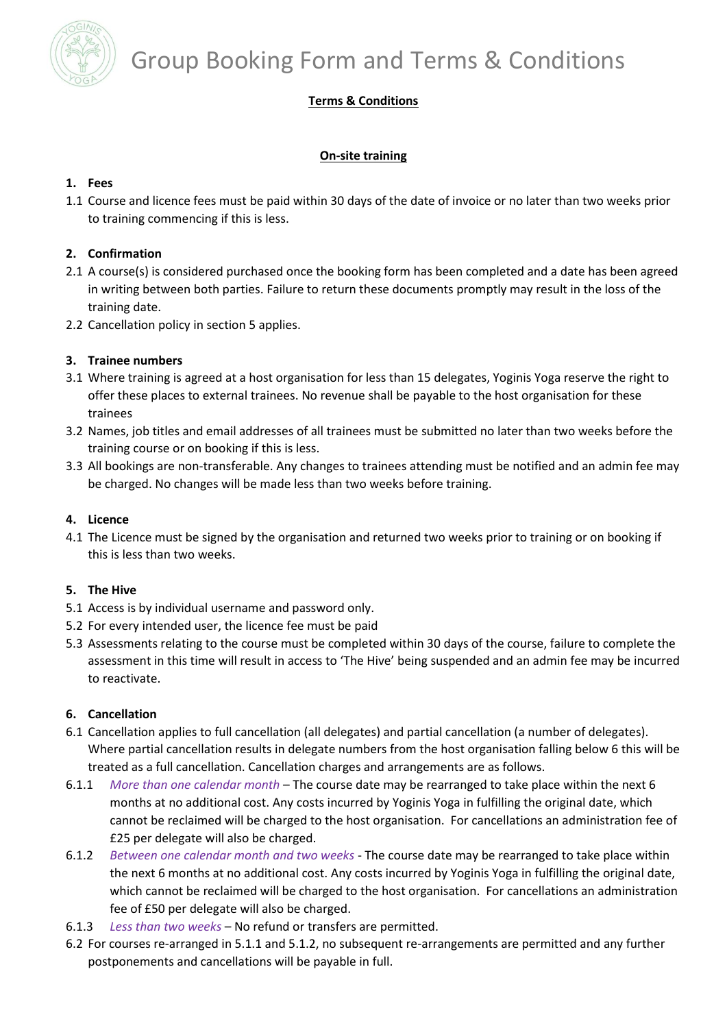# Group Booking Form and Terms & Conditions

## Terms & Conditions

### On-site training

**1. Fees**

1.1 Course and licence fees must be paid within 30 days of the date of invoice or no later than two weeks prior to training commencing if this is less.

**2. Confirmation**

2.1 A course(s) is considered purchased once the booking form has been completed and a date has been agreed in writing between both parties. Failure to return these documents promptly may result in the loss of the training date.

2.2 Cancellation policy in section 5 applies.

**3. Trainee numbers**

3.1 Where training is agreed at a host organisation for less than 15 delegates, Yoginis Yoga reserve the right to offer these places to external trainees. No revenue shall be payable to the host organisation for these trainees

3.2 Names, job titles and email addresses of all trainees must be submitted no later than two weeks before the training course or on booking if this is less.

3.3 All bookings are non-transferable. Any changes to trainees attending must be notified and an admin fee may be charged. No changes will be made less than two weeks before training.

**4. Licence**

4.1 The Licence must be signed by the organisation and returned two weeks prior to training or on booking if this is less than two weeks.

**5. The Hive**

5.1 Access is by individual username and password only.

5.2 For every intended user, the licence fee must be paid

5.3 Assessments relating to the course must be completed within 30 days of the course, failure to complete the assessment in this time will result in access to 'The Hive' being suspended and an admin fee may be incurred to reactivate.

**6. Cancellation**

6.1 Cancellation applies to full cancellation (all delegates) and partial cancellation (a number of delegates). Where partial cancellation results in delegate numbers from the host organisation falling below 6 this will be treated as a full cancellation. Cancellation charges and arrangements are as follows.

6.1.1 *More than one calendar month* – The course date may be rearranged to take place within the next 6 months at no additional cost. Any costs incurred by Yoginis Yoga in fulfilling the original date, which cannot be reclaimed will be charged to the host organisation. For cancellations an administration fee of £25 per delegate will also be charged.

6.1.2 *Between one calendar month and two weeks* - The course date may be rearranged to take place within the next 6 months at no additional cost. Any costs incurred by Yoginis Yoga in fulfilling the original date, which cannot be reclaimed will be charged to the host organisation. For cancellations an administration fee of £50 per delegate will also be charged.

6.1.3 *Less than two weeks* – No refund or transfers are permitted.

6.2 For courses re-arranged in 5.1.1 and 5.1.2, no subsequent re-arrangements are permitted and any further postponements and cancellations will be payable in full.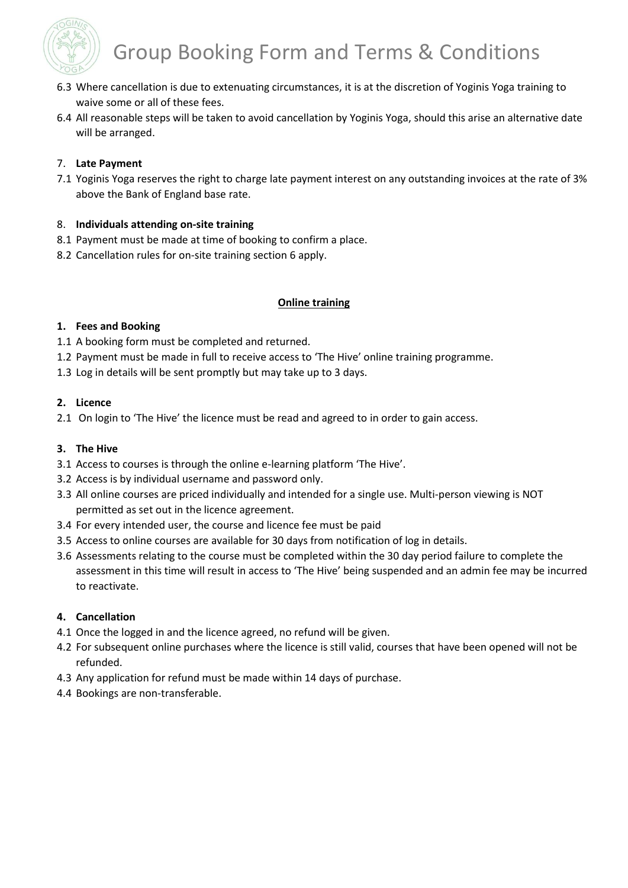6.3 Where cancellation is due to extenuating circumstances, it is at the discretion of Yoginis Yoga training to waive some or all of these fees.

6.4 All reasonable steps will be taken to avoid cancellation by Yoginis Yoga, should this arise an alternative date will be arranged.

7. **Late Payment**

7.1 Yoginis Yoga reserves the right to charge late payment interest on any outstanding invoices at the rate of 3% above the Bank of England base rate.

8. **Individuals attending on-site training**

8.1 Payment must be made at time of booking to confirm a place.

8.2 Cancellation rules for on-site training section 6 apply.

## Online training

**1. Fees and Booking**

1.1 A booking form must be completed and returned.

1.2 Payment must be made in full to receive access to 'The Hive' online training programme.

1.3 Log in details will be sent promptly but may take up to 3 days.

**2. Licence**

2.1 On login to 'The Hive' the licence must be read and agreed to in order to gain access.

**3. The Hive**

3.1 Access to courses is through the online e-learning platform 'The Hive'.

3.2 Access is by individual username and password only.

3.3 All online courses are priced individually and intended for a single use. Multi-person viewing is NOT permitted as set out in the licence agreement.

3.4 For every intended user, the course and licence fee must be paid

3.5 Access to online courses are available for 30 days from notification of log in details.

3.6 Assessments relating to the course must be completed within the 30 day period failure to complete the assessment in this time will result in access to 'The Hive' being suspended and an admin fee may be incurred to reactivate.

**4. Cancellation**

4.1 Once the logged in and the licence agreed, no refund will be given.

4.2 For subsequent online purchases where the licence is still valid, courses that have been opened will not be refunded.

4.3 Any application for refund must be made within 14 days of purchase.

4.4 Bookings are non-transferable.